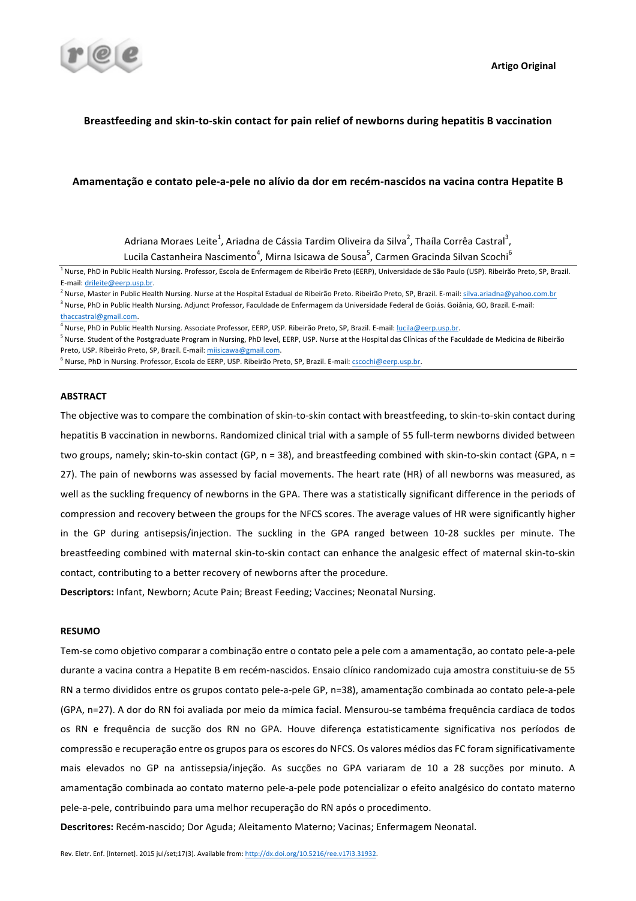Artigo Original

# Breastfeeding and skin-to-skin contact for pain relief of newborns during hepatitis B vaccination

# Amamentação e contato pele-a-pele no alívio da dor em recém-nascidos na vacina contra Hepatite B

Adriana Moraes Leite[1], Ariadna de Cássia Tardim Oliveira da Silva[2], Thaíla Corrêa Castral[3], Lucila Castanheira Nascimento[4], Mirna Isicawa de Sousa[5], Carmen Gracinda Silvan Scochi[6]

[1] Nurse, PhD in Public Health Nursing. Professor, Escola de Enfermagem de Ribeirão Preto (EERP), Universidade de São Paulo (USP). Ribeirão Preto, SP, Brazil. E-mail: drileite@eerp.usp.br.

[2] Nurse, Master in Public Health Nursing. Nurse at the Hospital Estadual de Ribeirão Preto. Ribeirão Preto, SP, Brazil. E-mail: silva.ariadna@yahoo.com.br

[3] Nurse, PhD in Public Health Nursing. Adjunct Professor, Faculdade de Enfermagem da Universidade Federal de Goiás. Goiânia, GO, Brazil. E-mail: thaccastral@gmail.com.

[4] Nurse, PhD in Public Health Nursing. Associate Professor, EERP, USP. Ribeirão Preto, SP, Brazil. E-mail: lucila@eerp.usp.br.

[5] Nurse. Student of the Postgraduate Program in Nursing, PhD level, EERP, USP. Nurse at the Hospital das Clínicas of the Faculdade de Medicina de Ribeirão Preto, USP. Ribeirão Preto, SP, Brazil. E-mail: miisicawa@gmail.com.

[6] Nurse, PhD in Nursing. Professor, Escola de EERP, USP. Ribeirão Preto, SP, Brazil. E-mail: cscochi@eerp.usp.br.

## ABSTRACT

The objective was to compare the combination of skin-to-skin contact with breastfeeding, to skin-to-skin contact during hepatitis B vaccination in newborns. Randomized clinical trial with a sample of 55 full-term newborns divided between two groups, namely; skin-to-skin contact (GP, n = 38), and breastfeeding combined with skin-to-skin contact (GPA, n = 27). The pain of newborns was assessed by facial movements. The heart rate (HR) of all newborns was measured, as well as the suckling frequency of newborns in the GPA. There was a statistically significant difference in the periods of compression and recovery between the groups for the NFCS scores. The average values of HR were significantly higher in the GP during antisepsis/injection. The suckling in the GPA ranged between 10-28 suckles per minute. The breastfeeding combined with maternal skin-to-skin contact can enhance the analgesic effect of maternal skin-to-skin contact, contributing to a better recovery of newborns after the procedure.

**Descriptors:** Infant, Newborn; Acute Pain; Breast Feeding; Vaccines; Neonatal Nursing.

## RESUMO

Tem-se como objetivo comparar a combinação entre o contato pele a pele com a amamentação, ao contato pele-a-pele durante a vacina contra a Hepatite B em recém-nascidos. Ensaio clínico randomizado cuja amostra constituiu-se de 55 RN a termo divididos entre os grupos contato pele-a-pele GP, n=38), amamentação combinada ao contato pele-a-pele (GPA, n=27). A dor do RN foi avaliada por meio da mímica facial. Mensurou-se tambéma frequência cardíaca de todos os RN e frequência de sucção dos RN no GPA. Houve diferença estatisticamente significativa nos períodos de compressão e recuperação entre os grupos para os escores do NFCS. Os valores médios das FC foram significativamente mais elevados no GP na antissepsia/injeção. As sucções no GPA variaram de 10 a 28 sucções por minuto. A amamentação combinada ao contato materno pele-a-pele pode potencializar o efeito analgésico do contato materno pele-a-pele, contribuindo para uma melhor recuperação do RN após o procedimento.

**Descritores:** Recém-nascido; Dor Aguda; Aleitamento Materno; Vacinas; Enfermagem Neonatal.

Rev. Eletr. Enf. [Internet]. 2015 jul/set;17(3). Available from: http://dx.doi.org/10.5216/ree.v17i3.31932.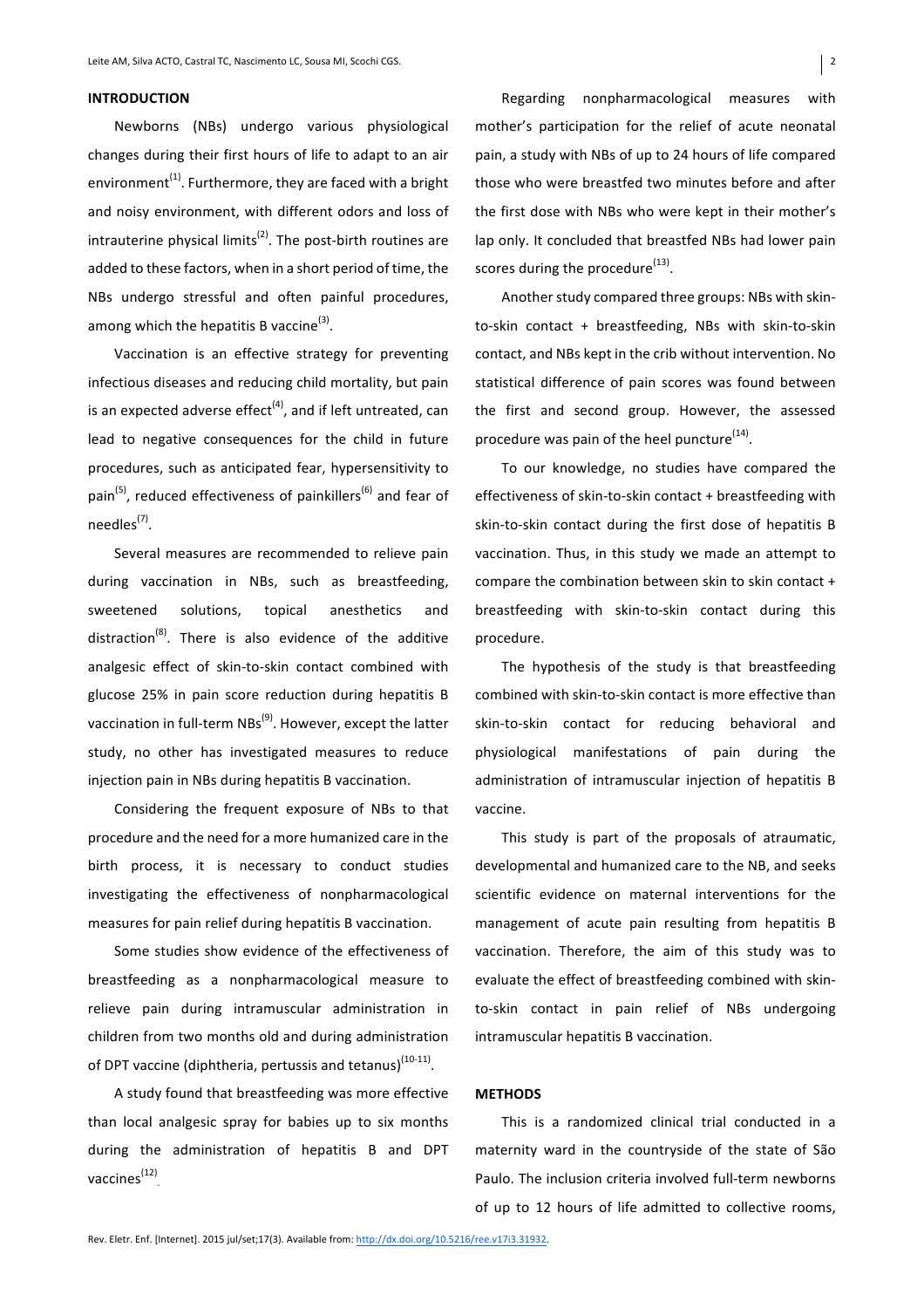## INTRODUCTION

Newborns (NBs) undergo various physiological changes during their first hours of life to adapt to an air environment[1]. Furthermore, they are faced with a bright and noisy environment, with different odors and loss of intrauterine physical limits[2]. The post-birth routines are added to these factors, when in a short period of time, the NBs undergo stressful and often painful procedures, among which the hepatitis B vaccine[3].

Vaccination is an effective strategy for preventing infectious diseases and reducing child mortality, but pain is an expected adverse effect[4], and if left untreated, can lead to negative consequences for the child in future procedures, such as anticipated fear, hypersensitivity to pain[5], reduced effectiveness of painkillers[6] and fear of needles[7].

Several measures are recommended to relieve pain during vaccination in NBs, such as breastfeeding, sweetened solutions, topical anesthetics and distraction[8]. There is also evidence of the additive analgesic effect of skin-to-skin contact combined with glucose 25% in pain score reduction during hepatitis B vaccination in full-term NBs[9]. However, except the latter study, no other has investigated measures to reduce injection pain in NBs during hepatitis B vaccination.

Considering the frequent exposure of NBs to that procedure and the need for a more humanized care in the birth process, it is necessary to conduct studies investigating the effectiveness of nonpharmacological measures for pain relief during hepatitis B vaccination.

Some studies show evidence of the effectiveness of breastfeeding as a nonpharmacological measure to relieve pain during intramuscular administration in children from two months old and during administration of DPT vaccine (diphtheria, pertussis and tetanus)[10-11].

A study found that breastfeeding was more effective than local analgesic spray for babies up to six months during the administration of hepatitis B and DPT vaccines[12].

Regarding nonpharmacological measures with mother's participation for the relief of acute neonatal pain, a study with NBs of up to 24 hours of life compared those who were breastfed two minutes before and after the first dose with NBs who were kept in their mother's lap only. It concluded that breastfed NBs had lower pain scores during the procedure[13].

Another study compared three groups: NBs with skin-to-skin contact + breastfeeding, NBs with skin-to-skin contact, and NBs kept in the crib without intervention. No statistical difference of pain scores was found between the first and second group. However, the assessed procedure was pain of the heel puncture[14].

To our knowledge, no studies have compared the effectiveness of skin-to-skin contact + breastfeeding with skin-to-skin contact during the first dose of hepatitis B vaccination. Thus, in this study we made an attempt to compare the combination between skin to skin contact + breastfeeding with skin-to-skin contact during this procedure.

The hypothesis of the study is that breastfeeding combined with skin-to-skin contact is more effective than skin-to-skin contact for reducing behavioral and physiological manifestations of pain during the administration of intramuscular injection of hepatitis B vaccine.

This study is part of the proposals of atraumatic, developmental and humanized care to the NB, and seeks scientific evidence on maternal interventions for the management of acute pain resulting from hepatitis B vaccination. Therefore, the aim of this study was to evaluate the effect of breastfeeding combined with skin-to-skin contact in pain relief of NBs undergoing intramuscular hepatitis B vaccination.

## METHODS

This is a randomized clinical trial conducted in a maternity ward in the countryside of the state of São Paulo. The inclusion criteria involved full-term newborns of up to 12 hours of life admitted to collective rooms,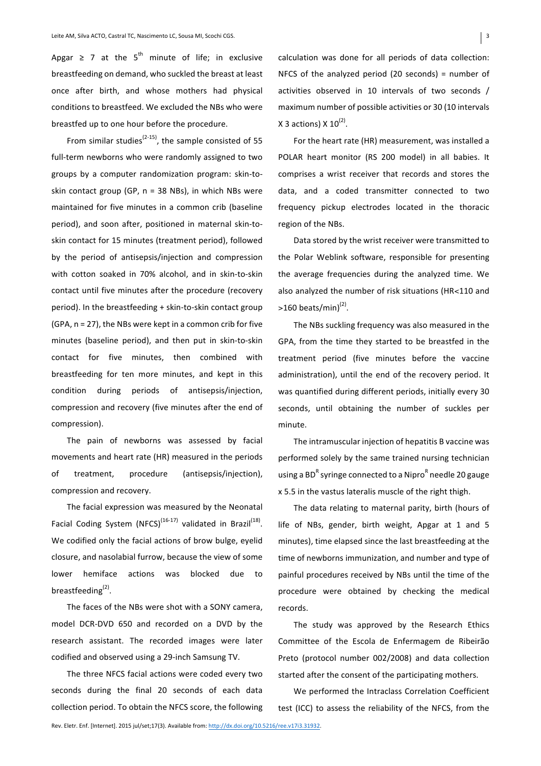Apgar ≥ 7 at the 5th minute of life; in exclusive breastfeeding on demand, who suckled the breast at least once after birth, and whose mothers had physical conditions to breastfeed. We excluded the NBs who were breastfed up to one hour before the procedure.

From similar studies[2-15], the sample consisted of 55 full-term newborns who were randomly assigned to two groups by a computer randomization program: skin-to-skin contact group (GP, n = 38 NBs), in which NBs were maintained for five minutes in a common crib (baseline period), and soon after, positioned in maternal skin-to-skin contact for 15 minutes (treatment period), followed by the period of antisepsis/injection and compression with cotton soaked in 70% alcohol, and in skin-to-skin contact until five minutes after the procedure (recovery period). In the breastfeeding + skin-to-skin contact group (GPA, n = 27), the NBs were kept in a common crib for five minutes (baseline period), and then put in skin-to-skin contact for five minutes, then combined with breastfeeding for ten more minutes, and kept in this condition during periods of antisepsis/injection, compression and recovery (five minutes after the end of compression).

The pain of newborns was assessed by facial movements and heart rate (HR) measured in the periods of treatment, procedure (antisepsis/injection), compression and recovery.

The facial expression was measured by the Neonatal Facial Coding System (NFCS)[16-17] validated in Brazil[18]. We codified only the facial actions of brow bulge, eyelid closure, and nasolabial furrow, because the view of some lower hemiface actions was blocked due to breastfeeding[2].

The faces of the NBs were shot with a SONY camera, model DCR-DVD 650 and recorded on a DVD by the research assistant. The recorded images were later codified and observed using a 29-inch Samsung TV.

The three NFCS facial actions were coded every two seconds during the final 20 seconds of each data collection period. To obtain the NFCS score, the following calculation was done for all periods of data collection: NFCS of the analyzed period (20 seconds) = number of activities observed in 10 intervals of two seconds / maximum number of possible activities or 30 (10 intervals X 3 actions) X 10[2].

For the heart rate (HR) measurement, was installed a POLAR heart monitor (RS 200 model) in all babies. It comprises a wrist receiver that records and stores the data, and a coded transmitter connected to two frequency pickup electrodes located in the thoracic region of the NBs.

Data stored by the wrist receiver were transmitted to the Polar Weblink software, responsible for presenting the average frequencies during the analyzed time. We also analyzed the number of risk situations (HR<110 and >160 beats/min)[2].

The NBs suckling frequency was also measured in the GPA, from the time they started to be breastfed in the treatment period (five minutes before the vaccine administration), until the end of the recovery period. It was quantified during different periods, initially every 30 seconds, until obtaining the number of suckles per minute.

The intramuscular injection of hepatitis B vaccine was performed solely by the same trained nursing technician using a BD® syringe connected to a Nipro® needle 20 gauge x 5.5 in the vastus lateralis muscle of the right thigh.

The data relating to maternal parity, birth (hours of life of NBs, gender, birth weight, Apgar at 1 and 5 minutes), time elapsed since the last breastfeeding at the time of newborns immunization, and number and type of painful procedures received by NBs until the time of the procedure were obtained by checking the medical records.

The study was approved by the Research Ethics Committee of the Escola de Enfermagem de Ribeirão Preto (protocol number 002/2008) and data collection started after the consent of the participating mothers.

We performed the Intraclass Correlation Coefficient test (ICC) to assess the reliability of the NFCS, from the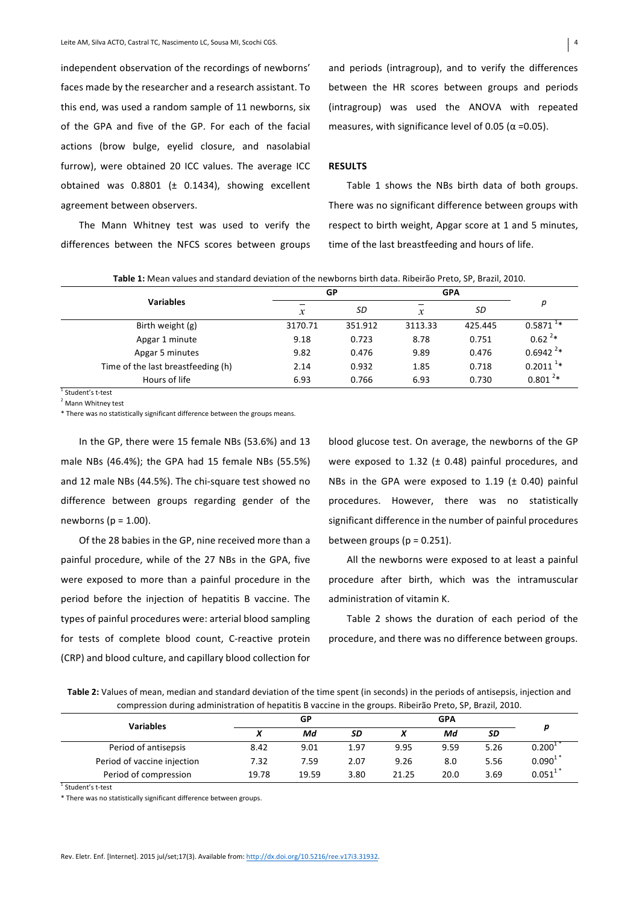independent observation of the recordings of newborns' faces made by the researcher and a research assistant. To this end, was used a random sample of 11 newborns, six of the GPA and five of the GP. For each of the facial actions (brow bulge, eyelid closure, and nasolabial furrow), were obtained 20 ICC values. The average ICC obtained was 0.8801 (± 0.1434), showing excellent agreement between observers.

The Mann Whitney test was used to verify the differences between the NFCS scores between groups and periods (intragroup), and to verify the differences between the HR scores between groups and periods (intragroup) was used the ANOVA with repeated measures, with significance level of 0.05 (α =0.05).

## RESULTS

Table 1 shows the NBs birth data of both groups. There was no significant difference between groups with respect to birth weight, Apgar score at 1 and 5 minutes, time of the last breastfeeding and hours of life.

**Table 1:** Mean values and standard deviation of the newborns birth data. Ribeirão Preto, SP, Brazil, 2010.

| Variables | GP | | GPA | | p |
|---|---|---|---|---|---|
| | $\bar{x}$ | SD | $\bar{x}$ | SD | |
| Birth weight (g) | 3170.71 | 351.912 | 3113.33 | 425.445 | 0.5871 [1]* |
| Apgar 1 minute | 9.18 | 0.723 | 8.78 | 0.751 | 0.62 [2]* |
| Apgar 5 minutes | 9.82 | 0.476 | 9.89 | 0.476 | 0.6942 [2]* |
| Time of the last breastfeeding (h) | 2.14 | 0.932 | 1.85 | 0.718 | 0.2011 [1]* |
| Hours of life | 6.93 | 0.766 | 6.93 | 0.730 | 0.801 [2]* |

[1] Student's t-test

[2] Mann Whitney test

* There was no statistically significant difference between the groups means.

In the GP, there were 15 female NBs (53.6%) and 13 male NBs (46.4%); the GPA had 15 female NBs (55.5%) and 12 male NBs (44.5%). The chi-square test showed no difference between groups regarding gender of the newborns (p = 1.00).

Of the 28 babies in the GP, nine received more than a painful procedure, while of the 27 NBs in the GPA, five were exposed to more than a painful procedure in the period before the injection of hepatitis B vaccine. The types of painful procedures were: arterial blood sampling for tests of complete blood count, C-reactive protein (CRP) and blood culture, and capillary blood collection for blood glucose test. On average, the newborns of the GP were exposed to 1.32 (± 0.48) painful procedures, and NBs in the GPA were exposed to 1.19 (± 0.40) painful procedures. However, there was no statistically significant difference in the number of painful procedures between groups (p = 0.251).

All the newborns were exposed to at least a painful procedure after birth, which was the intramuscular administration of vitamin K.

Table 2 shows the duration of each period of the procedure, and there was no difference between groups.

**Table 2:** Values of mean, median and standard deviation of the time spent (in seconds) in the periods of antisepsis, injection and compression during administration of hepatitis B vaccine in the groups. Ribeirão Preto, SP, Brazil, 2010.

| Variables | GP | | | GPA | | | p |
|---|---|---|---|---|---|---|---|
| | X | Md | SD | X | Md | SD | |
| Period of antisepsis | 8.42 | 9.01 | 1.97 | 9.95 | 9.59 | 5.26 | 0.200 [1]* |
| Period of vaccine injection | 7.32 | 7.59 | 2.07 | 9.26 | 8.0 | 5.56 | 0.090 [1]* |
| Period of compression | 19.78 | 19.59 | 3.80 | 21.25 | 20.0 | 3.69 | 0.051 [1]* |

[1] Student's t-test

* There was no statistically significant difference between groups.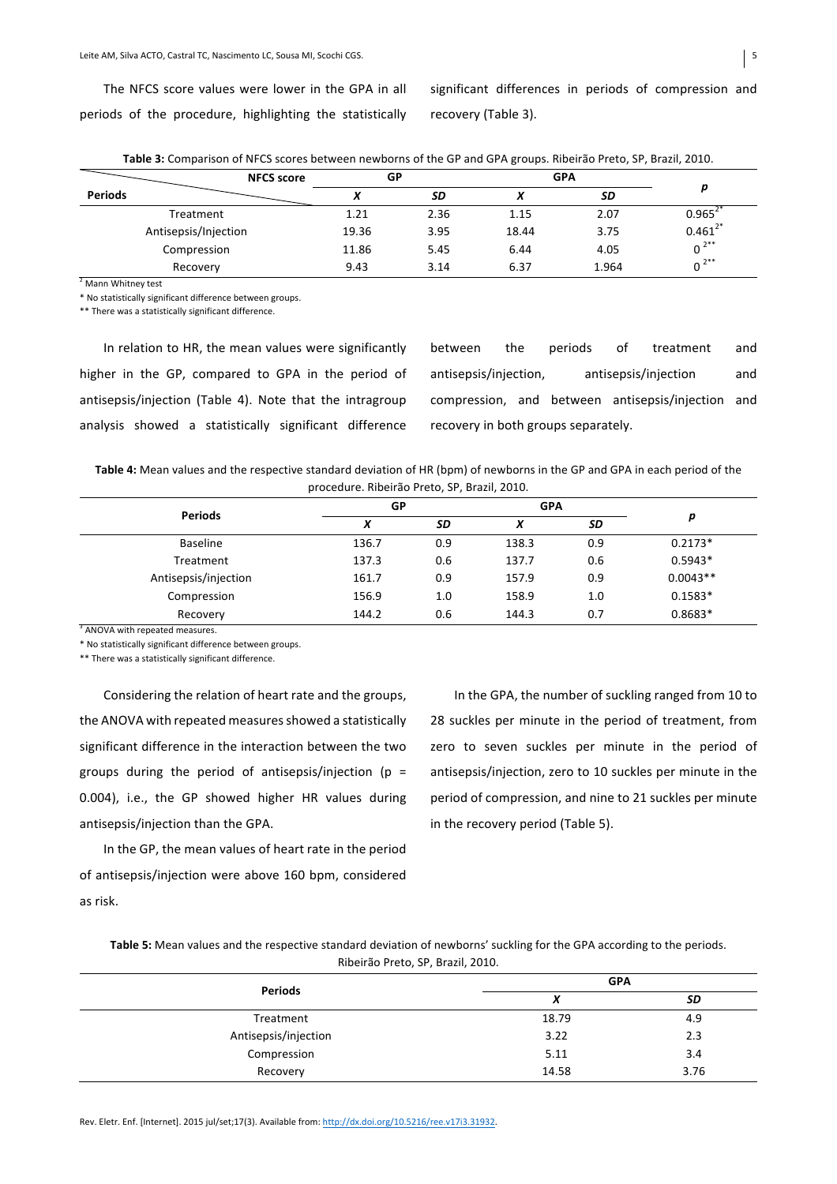The NFCS score values were lower in the GPA in all periods of the procedure, highlighting the statistically significant differences in periods of compression and recovery (Table 3).

**Table 3:** Comparison of NFCS scores between newborns of the GP and GPA groups. Ribeirão Preto, SP, Brazil, 2010.

| NFCS score / Periods | GP | | GPA | | p |
|---|---|---|---|---|---|
| | X | SD | X | SD | |
| Treatment | 1.21 | 2.36 | 1.15 | 2.07 | 0.965[2*] |
| Antisepsis/Injection | 19.36 | 3.95 | 18.44 | 3.75 | 0.461[2*] |
| Compression | 11.86 | 5.45 | 6.44 | 4.05 | 0[2**] |
| Recovery | 9.43 | 3.14 | 6.37 | 1.964 | 0[2**] |

[2] Mann Whitney test

* No statistically significant difference between groups.

** There was a statistically significant difference.

In relation to HR, the mean values were significantly higher in the GP, compared to GPA in the period of antisepsis/injection (Table 4). Note that the intragroup analysis showed a statistically significant difference between the periods of treatment and antisepsis/injection, antisepsis/injection and compression, and between antisepsis/injection and recovery in both groups separately.

**Table 4:** Mean values and the respective standard deviation of HR (bpm) of newborns in the GP and GPA in each period of the procedure. Ribeirão Preto, SP, Brazil, 2010.

| Periods | GP | | GPA | | p |
|---|---|---|---|---|---|
| | X | SD | X | SD | |
| Baseline | 136.7 | 0.9 | 138.3 | 0.9 | 0.2173* |
| Treatment | 137.3 | 0.6 | 137.7 | 0.6 | 0.5943* |
| Antisepsis/injection | 161.7 | 0.9 | 157.9 | 0.9 | 0.0043** |
| Compression | 156.9 | 1.0 | 158.9 | 1.0 | 0.1583* |
| Recovery | 144.2 | 0.6 | 144.3 | 0.7 | 0.8683* |

[3] ANOVA with repeated measures.

* No statistically significant difference between groups.

** There was a statistically significant difference.

Considering the relation of heart rate and the groups, the ANOVA with repeated measures showed a statistically significant difference in the interaction between the two groups during the period of antisepsis/injection ($p = 0.004$), i.e., the GP showed higher HR values during antisepsis/injection than the GPA.

In the GP, the mean values of heart rate in the period of antisepsis/injection were above 160 bpm, considered as risk.

In the GPA, the number of suckling ranged from 10 to 28 suckles per minute in the period of treatment, from zero to seven suckles per minute in the period of antisepsis/injection, zero to 10 suckles per minute in the period of compression, and nine to 21 suckles per minute in the recovery period (Table 5).

**Table 5:** Mean values and the respective standard deviation of newborns' suckling for the GPA according to the periods. Ribeirão Preto, SP, Brazil, 2010.

| Periods | GPA | |
|---|---|---|
| | X | SD |
| Treatment | 18.79 | 4.9 |
| Antisepsis/injection | 3.22 | 2.3 |
| Compression | 5.11 | 3.4 |
| Recovery | 14.58 | 3.76 |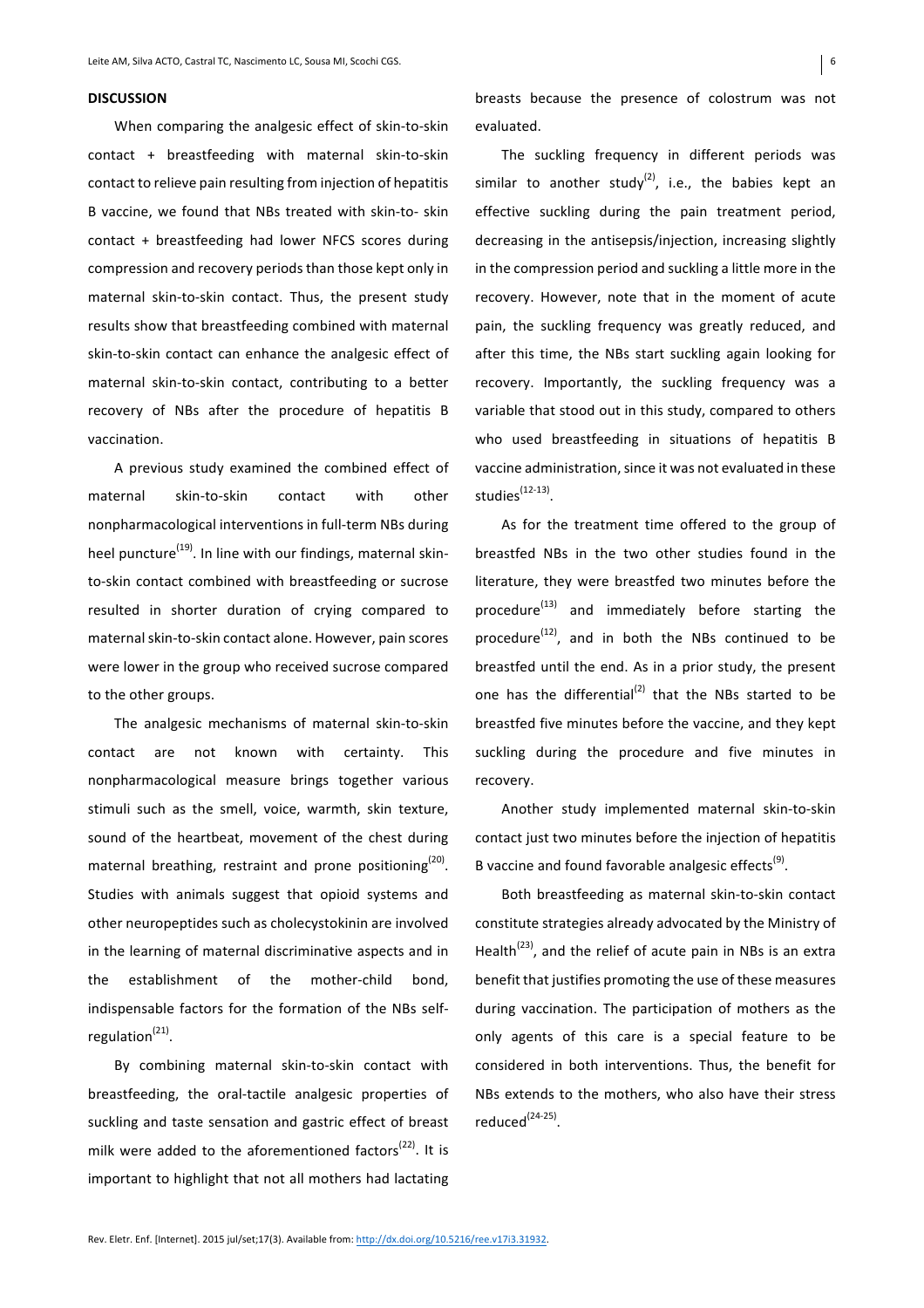## DISCUSSION

When comparing the analgesic effect of skin-to-skin contact + breastfeeding with maternal skin-to-skin contact to relieve pain resulting from injection of hepatitis B vaccine, we found that NBs treated with skin-to- skin contact + breastfeeding had lower NFCS scores during compression and recovery periods than those kept only in maternal skin-to-skin contact. Thus, the present study results show that breastfeeding combined with maternal skin-to-skin contact can enhance the analgesic effect of maternal skin-to-skin contact, contributing to a better recovery of NBs after the procedure of hepatitis B vaccination.

A previous study examined the combined effect of maternal skin-to-skin contact with other nonpharmacological interventions in full-term NBs during heel puncture[19]. In line with our findings, maternal skin-to-skin contact combined with breastfeeding or sucrose resulted in shorter duration of crying compared to maternal skin-to-skin contact alone. However, pain scores were lower in the group who received sucrose compared to the other groups.

The analgesic mechanisms of maternal skin-to-skin contact are not known with certainty. This nonpharmacological measure brings together various stimuli such as the smell, voice, warmth, skin texture, sound of the heartbeat, movement of the chest during maternal breathing, restraint and prone positioning[20]. Studies with animals suggest that opioid systems and other neuropeptides such as cholecystokinin are involved in the learning of maternal discriminative aspects and in the establishment of the mother-child bond, indispensable factors for the formation of the NBs self-regulation[21].

By combining maternal skin-to-skin contact with breastfeeding, the oral-tactile analgesic properties of suckling and taste sensation and gastric effect of breast milk were added to the aforementioned factors[22]. It is important to highlight that not all mothers had lactating breasts because the presence of colostrum was not evaluated.

The suckling frequency in different periods was similar to another study[2], i.e., the babies kept an effective suckling during the pain treatment period, decreasing in the antisepsis/injection, increasing slightly in the compression period and suckling a little more in the recovery. However, note that in the moment of acute pain, the suckling frequency was greatly reduced, and after this time, the NBs start suckling again looking for recovery. Importantly, the suckling frequency was a variable that stood out in this study, compared to others who used breastfeeding in situations of hepatitis B vaccine administration, since it was not evaluated in these studies[12-13].

As for the treatment time offered to the group of breastfed NBs in the two other studies found in the literature, they were breastfed two minutes before the procedure[13] and immediately before starting the procedure[12], and in both the NBs continued to be breastfed until the end. As in a prior study, the present one has the differential[2] that the NBs started to be breastfed five minutes before the vaccine, and they kept suckling during the procedure and five minutes in recovery.

Another study implemented maternal skin-to-skin contact just two minutes before the injection of hepatitis B vaccine and found favorable analgesic effects[9].

Both breastfeeding as maternal skin-to-skin contact constitute strategies already advocated by the Ministry of Health[23], and the relief of acute pain in NBs is an extra benefit that justifies promoting the use of these measures during vaccination. The participation of mothers as the only agents of this care is a special feature to be considered in both interventions. Thus, the benefit for NBs extends to the mothers, who also have their stress reduced[24-25].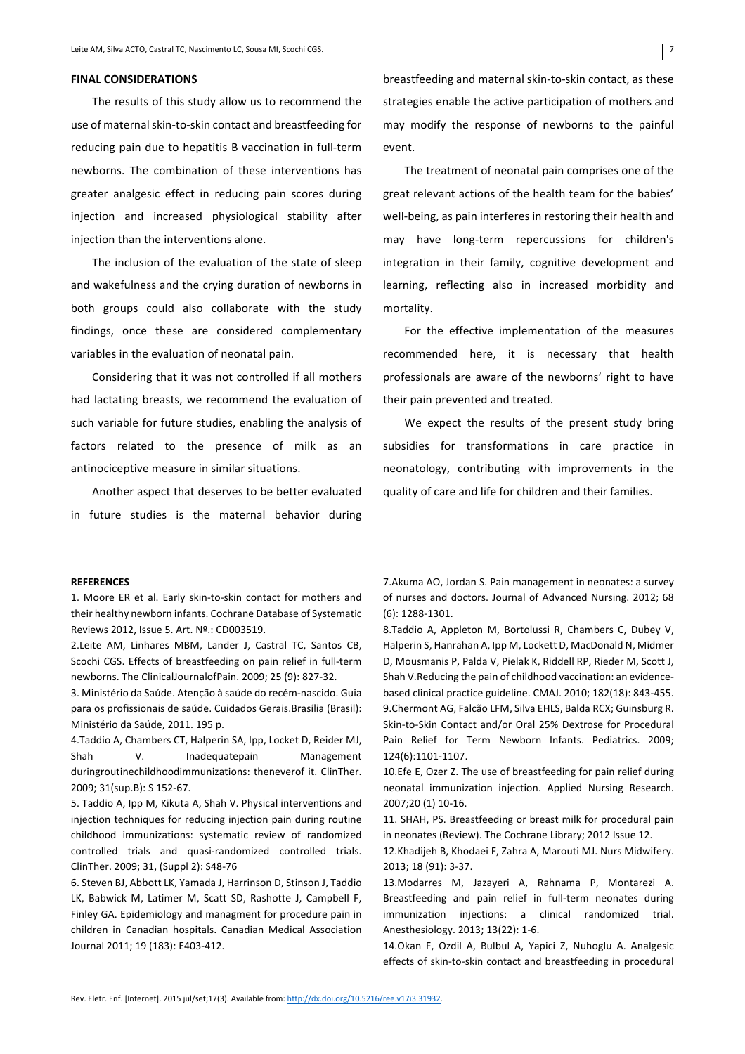## FINAL CONSIDERATIONS

The results of this study allow us to recommend the use of maternal skin-to-skin contact and breastfeeding for reducing pain due to hepatitis B vaccination in full-term newborns. The combination of these interventions has greater analgesic effect in reducing pain scores during injection and increased physiological stability after injection than the interventions alone.

The inclusion of the evaluation of the state of sleep and wakefulness and the crying duration of newborns in both groups could also collaborate with the study findings, once these are considered complementary variables in the evaluation of neonatal pain.

Considering that it was not controlled if all mothers had lactating breasts, we recommend the evaluation of such variable for future studies, enabling the analysis of factors related to the presence of milk as an antinociceptive measure in similar situations.

Another aspect that deserves to be better evaluated in future studies is the maternal behavior during breastfeeding and maternal skin-to-skin contact, as these strategies enable the active participation of mothers and may modify the response of newborns to the painful event.

The treatment of neonatal pain comprises one of the great relevant actions of the health team for the babies' well-being, as pain interferes in restoring their health and may have long-term repercussions for children's integration in their family, cognitive development and learning, reflecting also in increased morbidity and mortality.

For the effective implementation of the measures recommended here, it is necessary that health professionals are aware of the newborns' right to have their pain prevented and treated.

We expect the results of the present study bring subsidies for transformations in care practice in neonatology, contributing with improvements in the quality of care and life for children and their families.

## REFERENCES

1. Moore ER et al. Early skin-to-skin contact for mothers and their healthy newborn infants. Cochrane Database of Systematic Reviews 2012, Issue 5. Art. Nº.: CD003519.

2.Leite AM, Linhares MBM, Lander J, Castral TC, Santos CB, Scochi CGS. Effects of breastfeeding on pain relief in full-term newborns. The ClinicalJournalofPain. 2009; 25 (9): 827-32.

3. Ministério da Saúde. Atenção à saúde do recém-nascido. Guia para os profissionais de saúde. Cuidados Gerais.Brasília (Brasil): Ministério da Saúde, 2011. 195 p.

4.Taddio A, Chambers CT, Halperin SA, Ipp, Locket D, Reider MJ, Shah V. Inadequatepain Management duringroutinechildhoodimmunizations: theneverof it. ClinTher. 2009; 31(sup.B): S 152-67.

5. Taddio A, Ipp M, Kikuta A, Shah V. Physical interventions and injection techniques for reducing injection pain during routine childhood immunizations: systematic review of randomized controlled trials and quasi-randomized controlled trials. ClinTher. 2009; 31, (Suppl 2): S48-76

6. Steven BJ, Abbott LK, Yamada J, Harrinson D, Stinson J, Taddio LK, Babwick M, Latimer M, Scatt SD, Rashotte J, Campbell F, Finley GA. Epidemiology and managment for procedure pain in children in Canadian hospitals. Canadian Medical Association Journal 2011; 19 (183): E403-412.

7.Akuma AO, Jordan S. Pain management in neonates: a survey of nurses and doctors. Journal of Advanced Nursing. 2012; 68 (6): 1288-1301.

8.Taddio A, Appleton M, Bortolussi R, Chambers C, Dubey V, Halperin S, Hanrahan A, Ipp M, Lockett D, MacDonald N, Midmer D, Mousmanis P, Palda V, Pielak K, Riddell RP, Rieder M, Scott J, Shah V.Reducing the pain of childhood vaccination: an evidence-based clinical practice guideline. CMAJ. 2010; 182(18): 843-455.

9.Chermont AG, Falcão LFM, Silva EHLS, Balda RCX; Guinsburg R. Skin-to-Skin Contact and/or Oral 25% Dextrose for Procedural Pain Relief for Term Newborn Infants. Pediatrics. 2009; 124(6):1101-1107.

10.Efe E, Ozer Z. The use of breastfeeding for pain relief during neonatal immunization injection. Applied Nursing Research. 2007;20 (1) 10-16.

11. SHAH, PS. Breastfeeding or breast milk for procedural pain in neonates (Review). The Cochrane Library; 2012 Issue 12.

12.Khadijeh B, Khodaei F, Zahra A, Marouti MJ. Nurs Midwifery. 2013; 18 (91): 3-37.

13.Modarres M, Jazayeri A, Rahnama P, Montarezi A. Breastfeeding and pain relief in full-term neonates during immunization injections: a clinical randomized trial. Anesthesiology. 2013; 13(22): 1-6.

14.Okan F, Ozdil A, Bulbul A, Yapici Z, Nuhoglu A. Analgesic effects of skin-to-skin contact and breastfeeding in procedural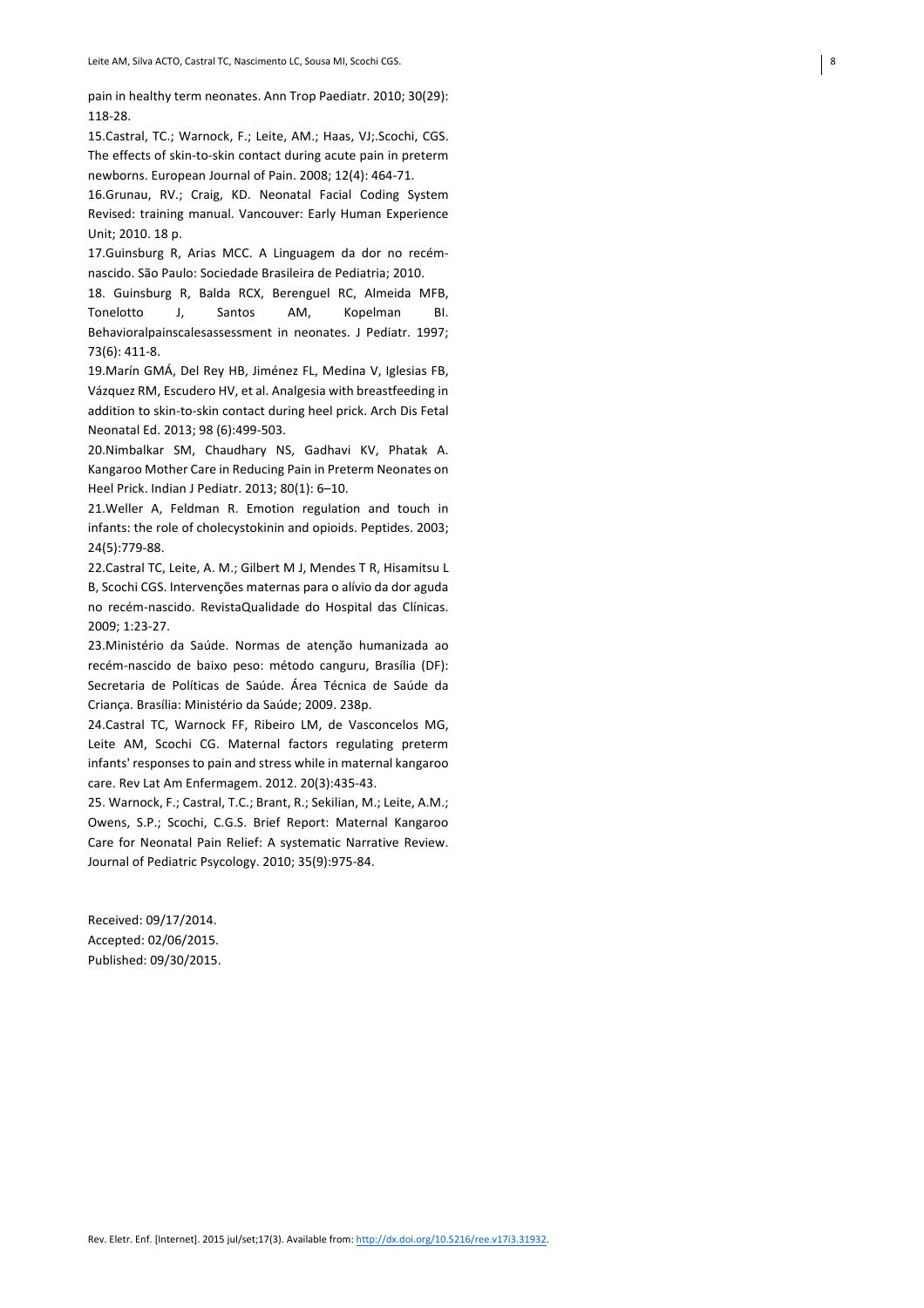pain in healthy term neonates. Ann Trop Paediatr. 2010; 30(29): 118-28.

15.Castral, TC.; Warnock, F.; Leite, AM.; Haas, VJ;.Scochi, CGS. The effects of skin-to-skin contact during acute pain in preterm newborns. European Journal of Pain. 2008; 12(4): 464-71.

16.Grunau, RV.; Craig, KD. Neonatal Facial Coding System Revised: training manual. Vancouver: Early Human Experience Unit; 2010. 18 p.

17.Guinsburg R, Arias MCC. A Linguagem da dor no recém-nascido. São Paulo: Sociedade Brasileira de Pediatria; 2010.

18. Guinsburg R, Balda RCX, Berenguel RC, Almeida MFB, Tonelotto J, Santos AM, Kopelman BI. Behavioralpainscalesassessment in neonates. J Pediatr. 1997; 73(6): 411-8.

19.Marín GMÁ, Del Rey HB, Jiménez FL, Medina V, Iglesias FB, Vázquez RM, Escudero HV, et al. Analgesia with breastfeeding in addition to skin-to-skin contact during heel prick. Arch Dis Fetal Neonatal Ed. 2013; 98 (6):499-503.

20.Nimbalkar SM, Chaudhary NS, Gadhavi KV, Phatak A. Kangaroo Mother Care in Reducing Pain in Preterm Neonates on Heel Prick. Indian J Pediatr. 2013; 80(1): 6–10.

21.Weller A, Feldman R. Emotion regulation and touch in infants: the role of cholecystokinin and opioids. Peptides. 2003; 24(5):779-88.

22.Castral TC, Leite, A. M.; Gilbert M J, Mendes T R, Hisamitsu L B, Scochi CGS. Intervenções maternas para o alívio da dor aguda no recém-nascido. RevistaQualidade do Hospital das Clínicas. 2009; 1:23-27.

23.Ministério da Saúde. Normas de atenção humanizada ao recém-nascido de baixo peso: método canguru, Brasília (DF): Secretaria de Políticas de Saúde. Área Técnica de Saúde da Criança. Brasília: Ministério da Saúde; 2009. 238p.

24.Castral TC, Warnock FF, Ribeiro LM, de Vasconcelos MG, Leite AM, Scochi CG. Maternal factors regulating preterm infants' responses to pain and stress while in maternal kangaroo care. Rev Lat Am Enfermagem. 2012. 20(3):435-43.

25. Warnock, F.; Castral, T.C.; Brant, R.; Sekilian, M.; Leite, A.M.; Owens, S.P.; Scochi, C.G.S. Brief Report: Maternal Kangaroo Care for Neonatal Pain Relief: A systematic Narrative Review. Journal of Pediatric Psycology. 2010; 35(9):975-84.

Received: 09/17/2014.
Accepted: 02/06/2015.
Published: 09/30/2015.